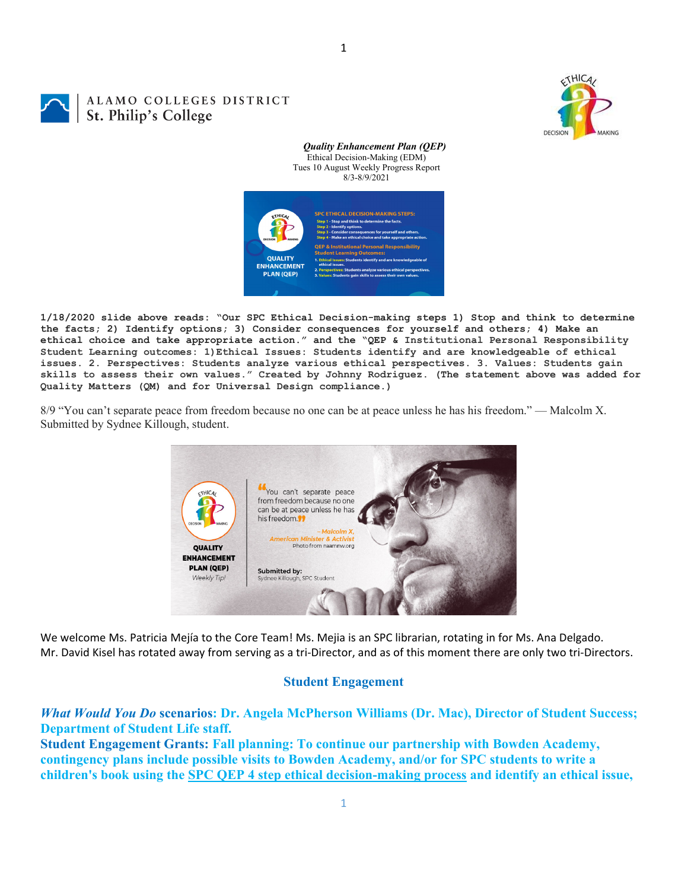ALAMO COLLEGES DISTRICT
St. Philip's College

***Quality Enhancement Plan (QEP)***
Ethical Decision-Making (EDM)
Tues 10 August Weekly Progress Report
8/3-8/9/2021

**1/18/2020 slide above reads: "Our SPC Ethical Decision-making steps 1) Stop and think to determine the facts; 2) Identify options; 3) Consider consequences for yourself and others; 4) Make an ethical choice and take appropriate action." and the "QEP & Institutional Personal Responsibility Student Learning outcomes: 1)Ethical Issues: Students identify and are knowledgeable of ethical issues. 2. Perspectives: Students analyze various ethical perspectives. 3. Values: Students gain skills to assess their own values." Created by Johnny Rodriguez. (The statement above was added for Quality Matters (QM) and for Universal Design compliance.)**

8/9 "You can't separate peace from freedom because no one can be at peace unless he has his freedom." — Malcolm X. Submitted by Sydnee Killough, student.

We welcome Ms. Patricia Mejía to the Core Team! Ms. Mejia is an SPC librarian, rotating in for Ms. Ana Delgado. Mr. David Kisel has rotated away from serving as a tri-Director, and as of this moment there are only two tri-Directors.

## Student Engagement

***What Would You Do*** **scenarios: Dr. Angela McPherson Williams (Dr. Mac), Director of Student Success; Department of Student Life staff.**

**Student Engagement Grants: Fall planning: To continue our partnership with Bowden Academy, contingency plans include possible visits to Bowden Academy, and/or for SPC students to write a children's book using the SPC QEP 4 step ethical decision-making process and identify an ethical issue,**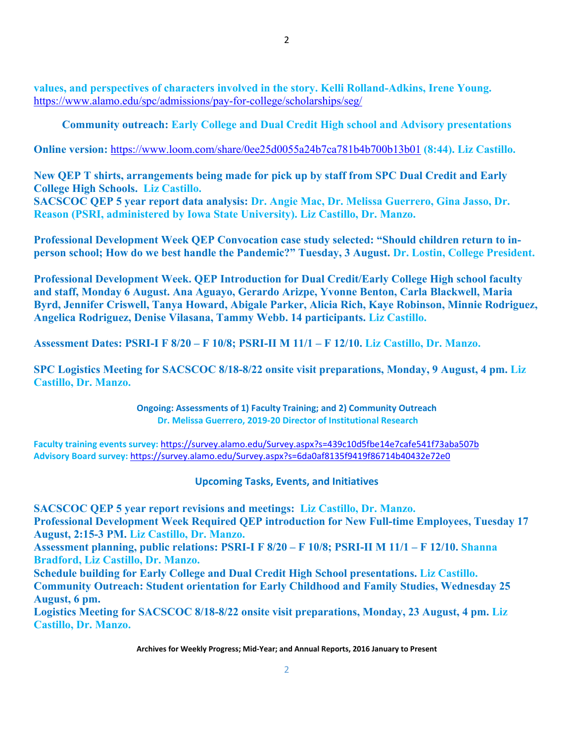**values, and perspectives of characters involved in the story. Kelli Rolland-Adkins, Irene Young.**
https://www.alamo.edu/spc/admissions/pay-for-college/scholarships/seg/

**Community outreach: Early College and Dual Credit High school and Advisory presentations**

**Online version:** https://www.loom.com/share/0ee25d0055a24b7ca781b4b700b13b01 **(8:44). Liz Castillo.**

**New QEP T shirts, arrangements being made for pick up by staff from SPC Dual Credit and Early College High Schools. Liz Castillo.**
**SACSCOC QEP 5 year report data analysis: Dr. Angie Mac, Dr. Melissa Guerrero, Gina Jasso, Dr. Reason (PSRI, administered by Iowa State University). Liz Castillo, Dr. Manzo.**

**Professional Development Week QEP Convocation case study selected: "Should children return to in-person school; How do we best handle the Pandemic?" Tuesday, 3 August. Dr. Lostin, College President.**

**Professional Development Week. QEP Introduction for Dual Credit/Early College High school faculty and staff, Monday 6 August. Ana Aguayo, Gerardo Arizpe, Yvonne Benton, Carla Blackwell, Maria Byrd, Jennifer Criswell, Tanya Howard, Abigale Parker, Alicia Rich, Kaye Robinson, Minnie Rodriguez, Angelica Rodriguez, Denise Vilasana, Tammy Webb. 14 participants. Liz Castillo.**

**Assessment Dates: PSRI-I F 8/20 – F 10/8; PSRI-II M 11/1 – F 12/10. Liz Castillo, Dr. Manzo.**

**SPC Logistics Meeting for SACSCOC 8/18-8/22 onsite visit preparations, Monday, 9 August, 4 pm. Liz Castillo, Dr. Manzo.**

**Ongoing: Assessments of 1) Faculty Training; and 2) Community Outreach**
**Dr. Melissa Guerrero, 2019-20 Director of Institutional Research**

**Faculty training events survey:** https://survey.alamo.edu/Survey.aspx?s=439c10d5fbe14e7cafe541f73aba507b
**Advisory Board survey:** https://survey.alamo.edu/Survey.aspx?s=6da0af8135f9419f86714b40432e72e0

## Upcoming Tasks, Events, and Initiatives

**SACSCOC QEP 5 year report revisions and meetings: Liz Castillo, Dr. Manzo.**
**Professional Development Week Required QEP introduction for New Full-time Employees, Tuesday 17 August, 2:15-3 PM. Liz Castillo, Dr. Manzo.**
**Assessment planning, public relations: PSRI-I F 8/20 – F 10/8; PSRI-II M 11/1 – F 12/10. Shanna Bradford, Liz Castillo, Dr. Manzo.**
**Schedule building for Early College and Dual Credit High School presentations. Liz Castillo.**
**Community Outreach: Student orientation for Early Childhood and Family Studies, Wednesday 25 August, 6 pm.**
**Logistics Meeting for SACSCOC 8/18-8/22 onsite visit preparations, Monday, 23 August, 4 pm. Liz Castillo, Dr. Manzo.**

**Archives for Weekly Progress; Mid-Year; and Annual Reports, 2016 January to Present**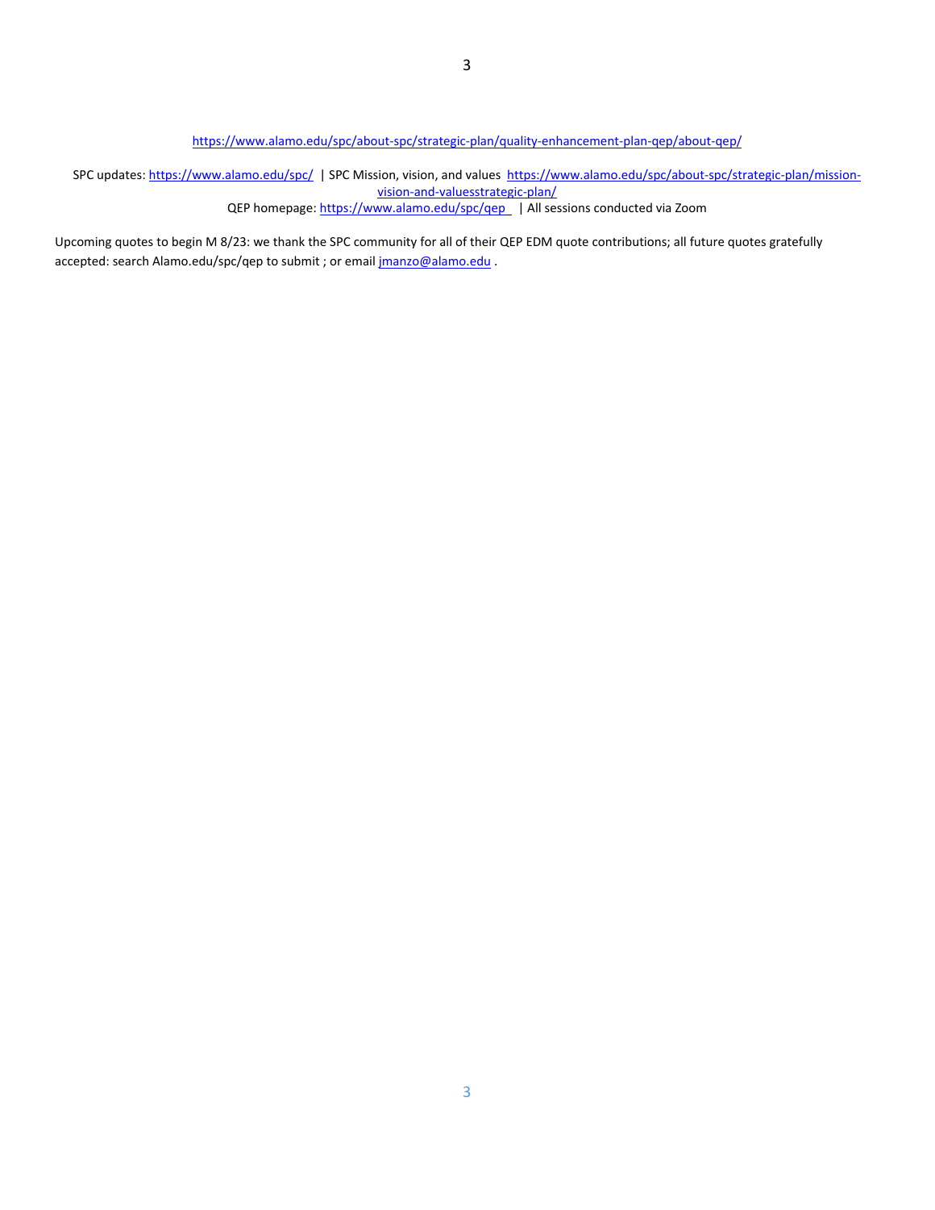https://www.alamo.edu/spc/about-spc/strategic-plan/quality-enhancement-plan-qep/about-qep/

SPC updates: https://www.alamo.edu/spc/ | SPC Mission, vision, and values https://www.alamo.edu/spc/about-spc/strategic-plan/mission-vision-and-valuesstrategic-plan/

QEP homepage: https://www.alamo.edu/spc/qep | All sessions conducted via Zoom

Upcoming quotes to begin M 8/23: we thank the SPC community for all of their QEP EDM quote contributions; all future quotes gratefully accepted: search Alamo.edu/spc/qep to submit ; or email jmanzo@alamo.edu .